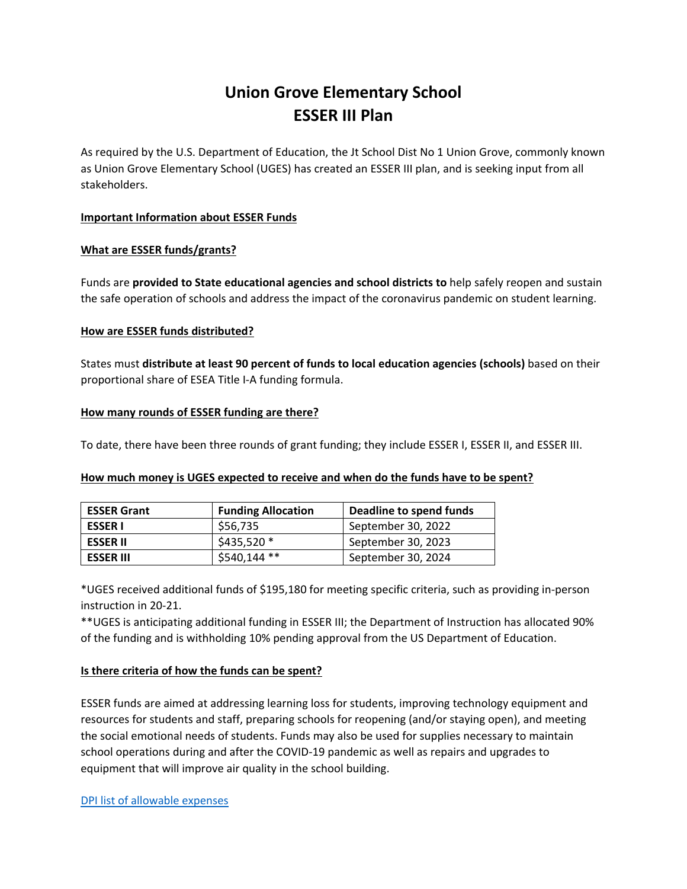# Union Grove Elementary School
# ESSER III Plan

As required by the U.S. Department of Education, the Jt School Dist No 1 Union Grove, commonly known as Union Grove Elementary School (UGES) has created an ESSER III plan, and is seeking input from all stakeholders.

**Important Information about ESSER Funds**

**What are ESSER funds/grants?**

Funds are **provided to State educational agencies and school districts to** help safely reopen and sustain the safe operation of schools and address the impact of the coronavirus pandemic on student learning.

**How are ESSER funds distributed?**

States must **distribute at least 90 percent of funds to local education agencies (schools)** based on their proportional share of ESEA Title I-A funding formula.

**How many rounds of ESSER funding are there?**

To date, there have been three rounds of grant funding; they include ESSER I, ESSER II, and ESSER III.

**How much money is UGES expected to receive and when do the funds have to be spent?**

| ESSER Grant | Funding Allocation | Deadline to spend funds |
|---|---|---|
| **ESSER I** | $56,735 | September 30, 2022 |
| **ESSER II** | $435,520 * | September 30, 2023 |
| **ESSER III** | $540,144 ** | September 30, 2024 |

*UGES received additional funds of $195,180 for meeting specific criteria, such as providing in-person instruction in 20-21.

**UGES is anticipating additional funding in ESSER III; the Department of Instruction has allocated 90% of the funding and is withholding 10% pending approval from the US Department of Education.

**Is there criteria of how the funds can be spent?**

ESSER funds are aimed at addressing learning loss for students, improving technology equipment and resources for students and staff, preparing schools for reopening (and/or staying open), and meeting the social emotional needs of students. Funds may also be used for supplies necessary to maintain school operations during and after the COVID-19 pandemic as well as repairs and upgrades to equipment that will improve air quality in the school building.

DPI list of allowable expenses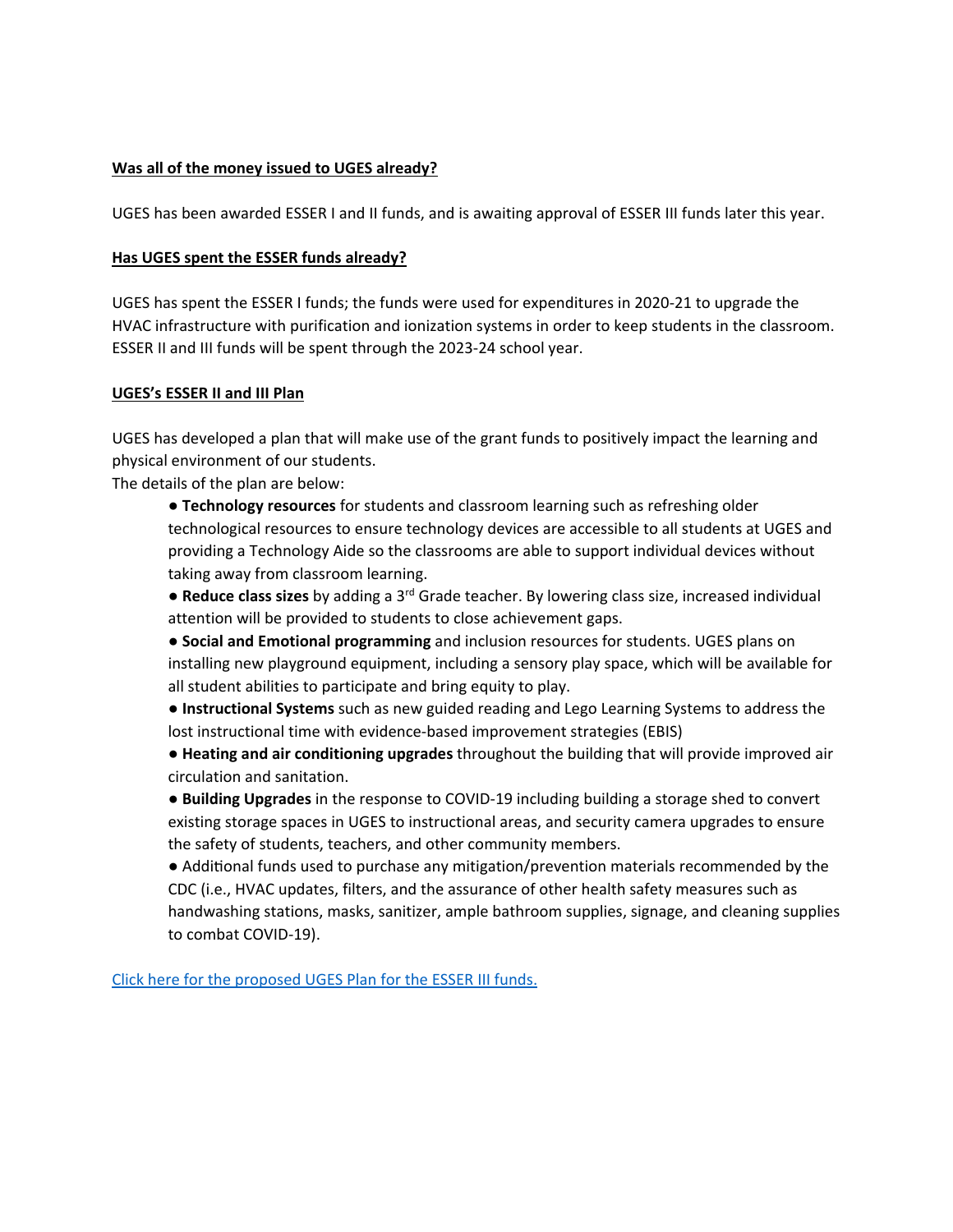**Was all of the money issued to UGES already?**

UGES has been awarded ESSER I and II funds, and is awaiting approval of ESSER III funds later this year.

**Has UGES spent the ESSER funds already?**

UGES has spent the ESSER I funds; the funds were used for expenditures in 2020-21 to upgrade the HVAC infrastructure with purification and ionization systems in order to keep students in the classroom. ESSER II and III funds will be spent through the 2023-24 school year.

**UGES's ESSER II and III Plan**

UGES has developed a plan that will make use of the grant funds to positively impact the learning and physical environment of our students.
The details of the plan are below:

- **Technology resources** for students and classroom learning such as refreshing older technological resources to ensure technology devices are accessible to all students at UGES and providing a Technology Aide so the classrooms are able to support individual devices without taking away from classroom learning.
- **Reduce class sizes** by adding a 3rd Grade teacher. By lowering class size, increased individual attention will be provided to students to close achievement gaps.
- **Social and Emotional programming** and inclusion resources for students. UGES plans on installing new playground equipment, including a sensory play space, which will be available for all student abilities to participate and bring equity to play.
- **Instructional Systems** such as new guided reading and Lego Learning Systems to address the lost instructional time with evidence-based improvement strategies (EBIS)
- **Heating and air conditioning upgrades** throughout the building that will provide improved air circulation and sanitation.
- **Building Upgrades** in the response to COVID-19 including building a storage shed to convert existing storage spaces in UGES to instructional areas, and security camera upgrades to ensure the safety of students, teachers, and other community members.
- Additional funds used to purchase any mitigation/prevention materials recommended by the CDC (i.e., HVAC updates, filters, and the assurance of other health safety measures such as handwashing stations, masks, sanitizer, ample bathroom supplies, signage, and cleaning supplies to combat COVID-19).

Click here for the proposed UGES Plan for the ESSER III funds.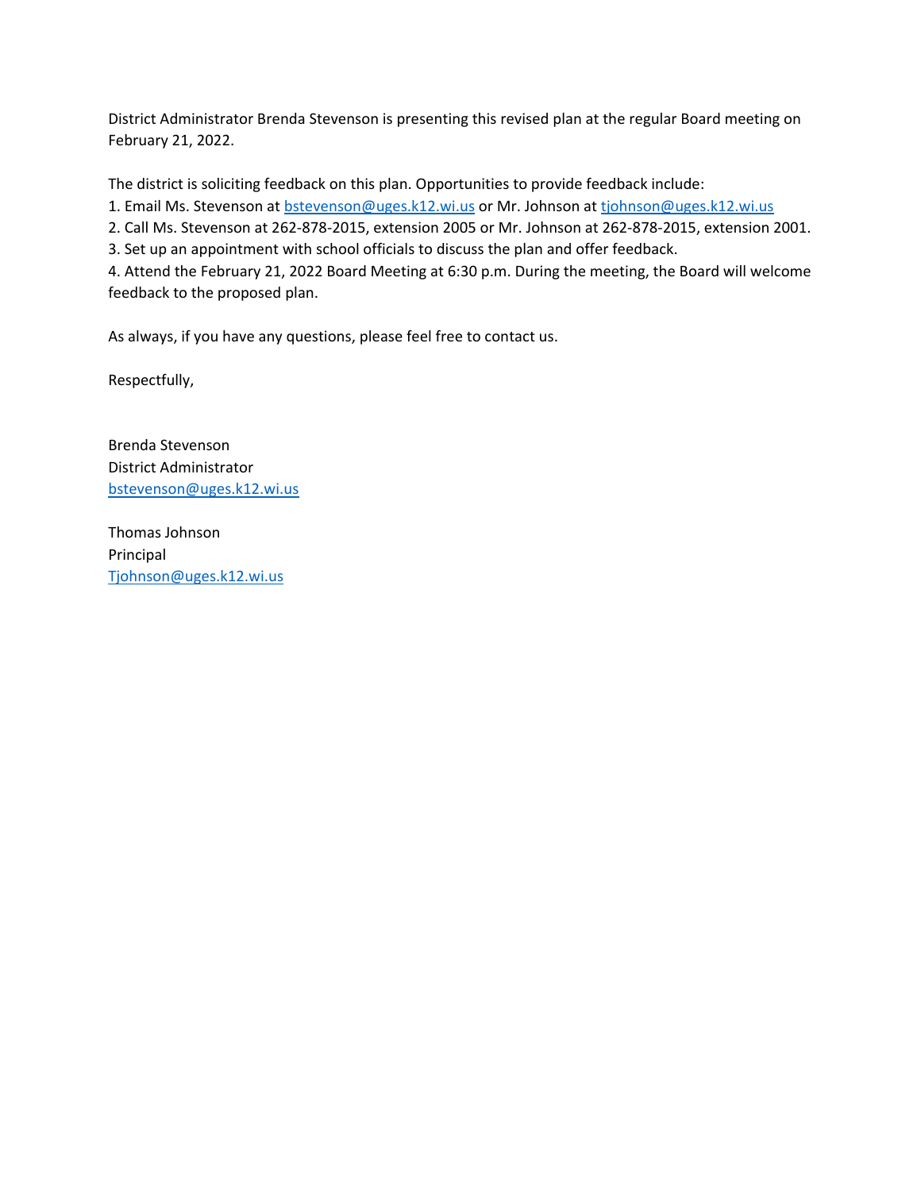District Administrator Brenda Stevenson is presenting this revised plan at the regular Board meeting on February 21, 2022.

The district is soliciting feedback on this plan. Opportunities to provide feedback include:

1. Email Ms. Stevenson at bstevenson@uges.k12.wi.us or Mr. Johnson at tjohnson@uges.k12.wi.us
2. Call Ms. Stevenson at 262-878-2015, extension 2005 or Mr. Johnson at 262-878-2015, extension 2001.
3. Set up an appointment with school officials to discuss the plan and offer feedback.
4. Attend the February 21, 2022 Board Meeting at 6:30 p.m. During the meeting, the Board will welcome feedback to the proposed plan.

As always, if you have any questions, please feel free to contact us.

Respectfully,

Brenda Stevenson
District Administrator
bstevenson@uges.k12.wi.us

Thomas Johnson
Principal
Tjohnson@uges.k12.wi.us